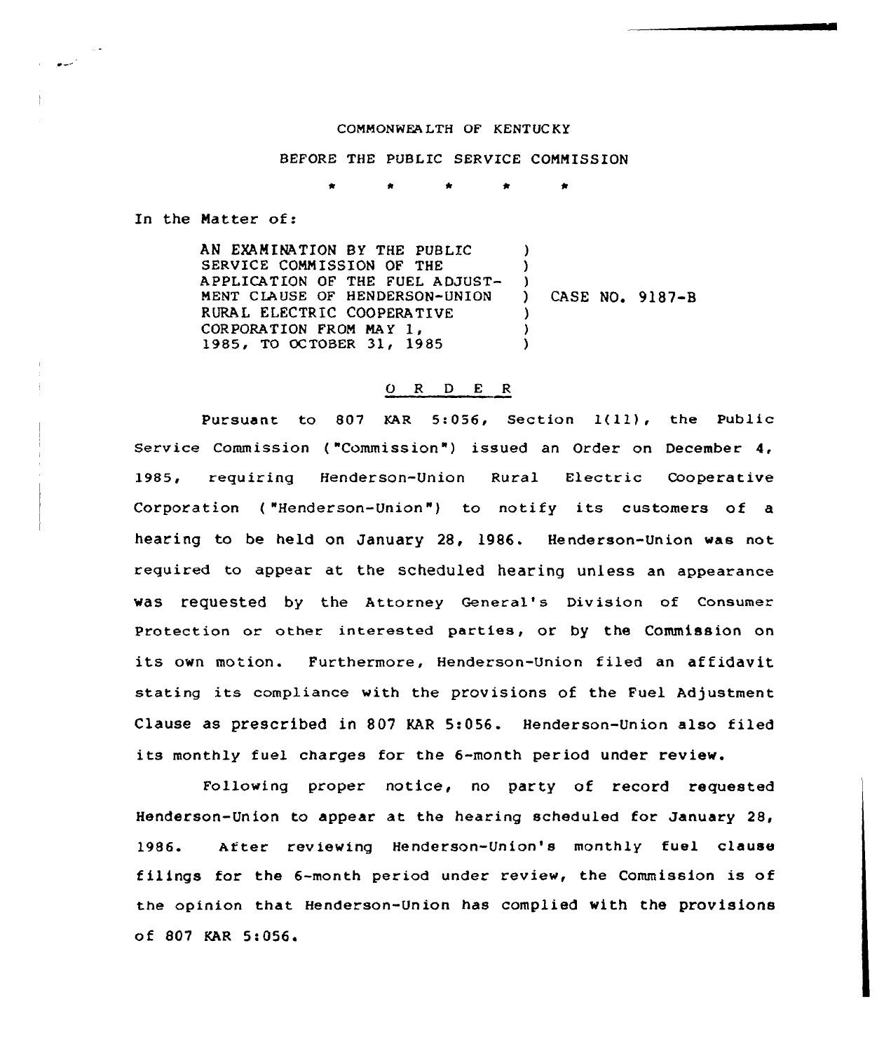COMMONWEALTH OF KENTUCKY

BEFORE THE PUBLIC SERVICE COMMISSION

\* \* \* \* \*

In the Matter of:

| | |
|---|---|
| AN EXAMINATION BY THE PUBLIC SERVICE COMMISSION OF THE APPLICATION OF THE FUEL ADJUSTMENT CLAUSE OF HENDERSON-UNION RURAL ELECTRIC COOPERATIVE CORPORATION FROM MAY 1, 1985, TO OCTOBER 31, 1985 | CASE NO. 9187-B |

## O R D E R

Pursuant to 807 KAR 5:056, Section 1(11), the Public Service Commission ("Commission") issued an Order on December 4, 1985, requiring Henderson-Union Rural Electric Cooperative Corporation ("Henderson-Union") to notify its customers of a hearing to be held on January 28, 1986. Henderson-Union was not required to appear at the scheduled hearing unless an appearance was requested by the Attorney General's Division of Consumer Protection or other interested parties, or by the Commission on its own motion. Furthermore, Henderson-Union filed an affidavit stating its compliance with the provisions of the Fuel Adjustment Clause as prescribed in 807 KAR 5:056. Henderson-Union also filed its monthly fuel charges for the 6-month period under review.

Following proper notice, no party of record requested Henderson-Union to appear at the hearing scheduled for January 28, 1986. After reviewing Henderson-Union's monthly fuel clause filings for the 6-month period under review, the Commission is of the opinion that Henderson-Union has complied with the provisions of 807 KAR 5:056.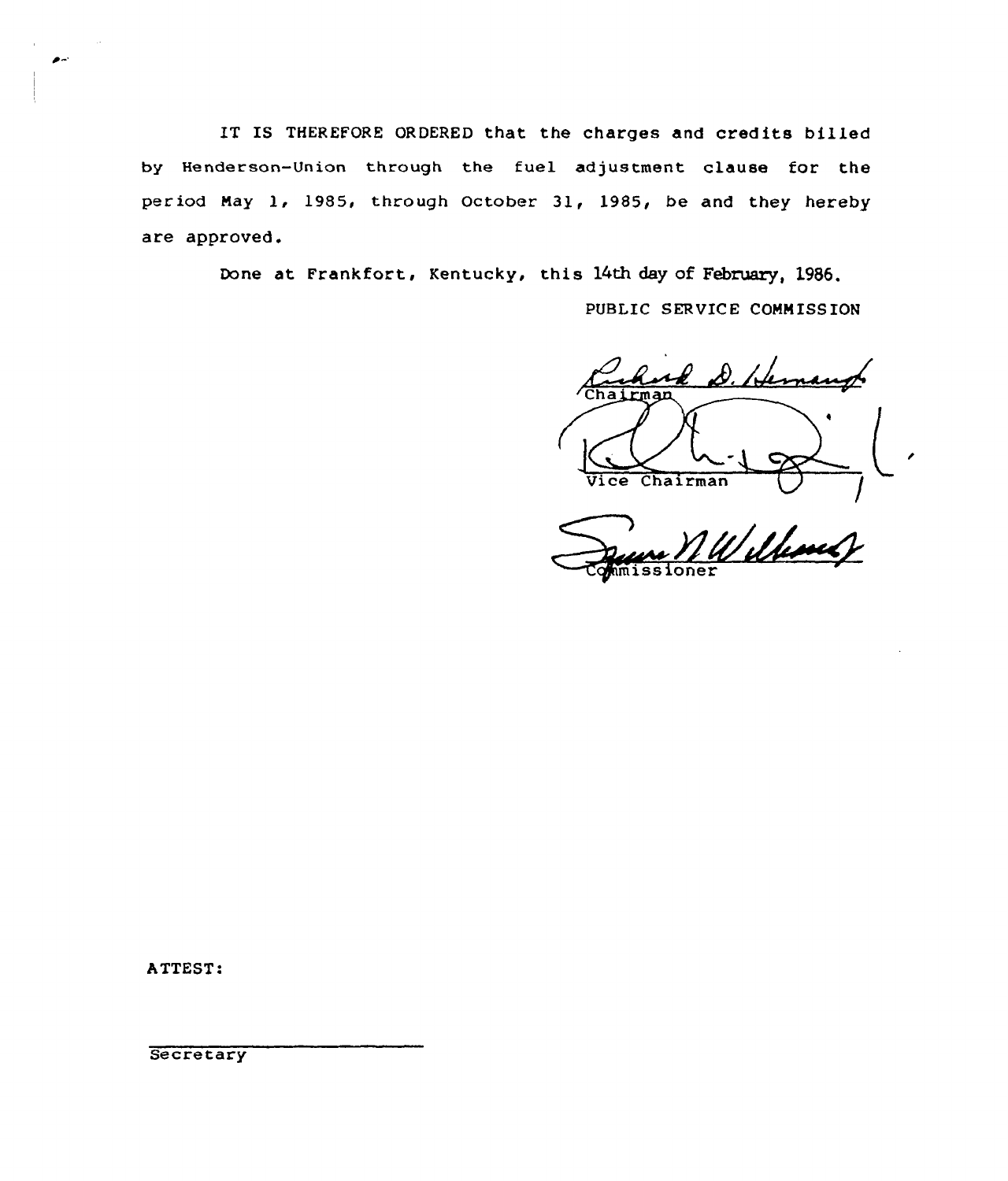IT IS THEREFORE ORDERED that the charges and credits billed by Henderson-Union through the fuel adjustment clause for the period May 1, 1985, through October 31, 1985, be and they hereby are approved.

Done at Frankfort, Kentucky, this 14th day of February, 1986.

PUBLIC SERVICE COMMISSION

Chairman

Vice Chairman

Commissioner

ATTEST:

Secretary